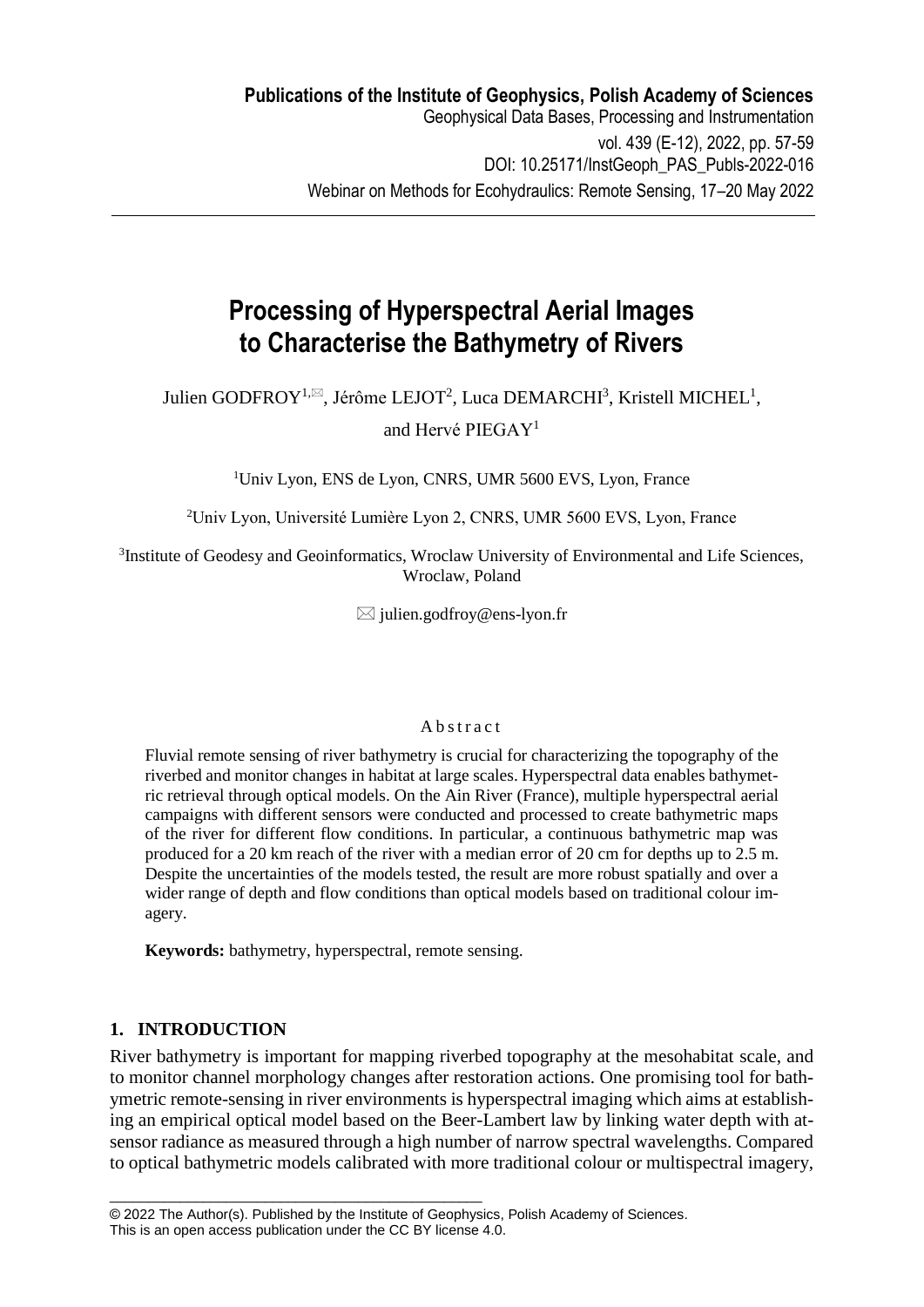# Processing of Hyperspectral Aerial Images to Characterise the Bathymetry of Rivers

Julien GODFROY[1,✉], Jérôme LEJOT[2], Luca DEMARCHI[3], Kristell MICHEL[1], and Hervé PIEGAY[1]

[1]Univ Lyon, ENS de Lyon, CNRS, UMR 5600 EVS, Lyon, France

[2]Univ Lyon, Université Lumière Lyon 2, CNRS, UMR 5600 EVS, Lyon, France

[3]Institute of Geodesy and Geoinformatics, Wroclaw University of Environmental and Life Sciences, Wroclaw, Poland

✉ julien.godfroy@ens-lyon.fr

## Abstract

Fluvial remote sensing of river bathymetry is crucial for characterizing the topography of the riverbed and monitor changes in habitat at large scales. Hyperspectral data enables bathymetric retrieval through optical models. On the Ain River (France), multiple hyperspectral aerial campaigns with different sensors were conducted and processed to create bathymetric maps of the river for different flow conditions. In particular, a continuous bathymetric map was produced for a 20 km reach of the river with a median error of 20 cm for depths up to 2.5 m. Despite the uncertainties of the models tested, the result are more robust spatially and over a wider range of depth and flow conditions than optical models based on traditional colour imagery.

**Keywords:** bathymetry, hyperspectral, remote sensing.

## 1. INTRODUCTION

River bathymetry is important for mapping riverbed topography at the mesohabitat scale, and to monitor channel morphology changes after restoration actions. One promising tool for bathymetric remote-sensing in river environments is hyperspectral imaging which aims at establishing an empirical optical model based on the Beer-Lambert law by linking water depth with at-sensor radiance as measured through a high number of narrow spectral wavelengths. Compared to optical bathymetric models calibrated with more traditional colour or multispectral imagery,

© 2022 The Author(s). Published by the Institute of Geophysics, Polish Academy of Sciences.
This is an open access publication under the CC BY license 4.0.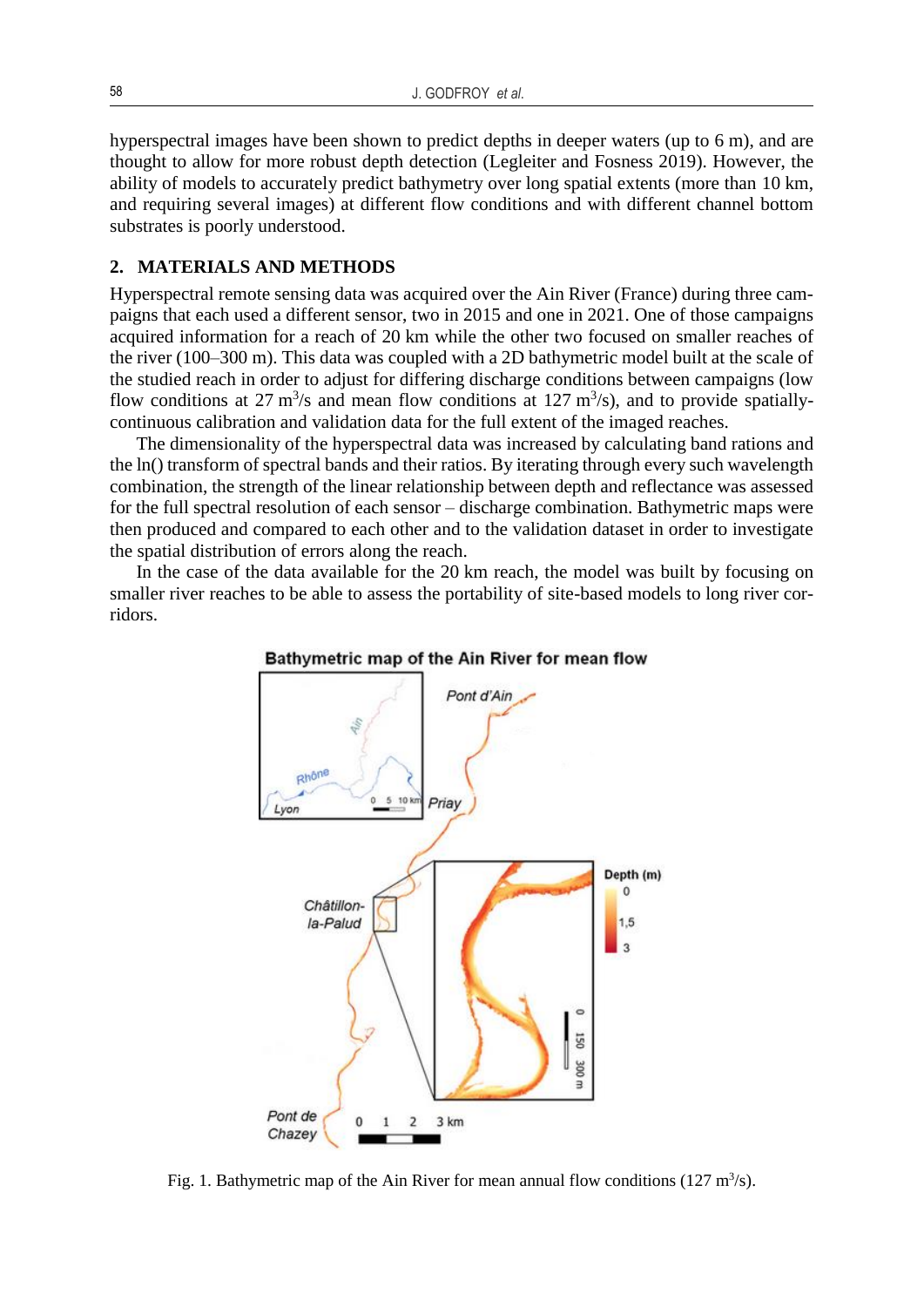hyperspectral images have been shown to predict depths in deeper waters (up to 6 m), and are thought to allow for more robust depth detection (Legleiter and Fosness 2019). However, the ability of models to accurately predict bathymetry over long spatial extents (more than 10 km, and requiring several images) at different flow conditions and with different channel bottom substrates is poorly understood.

## 2. MATERIALS AND METHODS

Hyperspectral remote sensing data was acquired over the Ain River (France) during three campaigns that each used a different sensor, two in 2015 and one in 2021. One of those campaigns acquired information for a reach of 20 km while the other two focused on smaller reaches of the river (100–300 m). This data was coupled with a 2D bathymetric model built at the scale of the studied reach in order to adjust for differing discharge conditions between campaigns (low flow conditions at 27 $m^3$/s and mean flow conditions at 127 $m^3$/s), and to provide spatially-continuous calibration and validation data for the full extent of the imaged reaches.

The dimensionality of the hyperspectral data was increased by calculating band rations and the ln() transform of spectral bands and their ratios. By iterating through every such wavelength combination, the strength of the linear relationship between depth and reflectance was assessed for the full spectral resolution of each sensor – discharge combination. Bathymetric maps were then produced and compared to each other and to the validation dataset in order to investigate the spatial distribution of errors along the reach.

In the case of the data available for the 20 km reach, the model was built by focusing on smaller river reaches to be able to assess the portability of site-based models to long river corridors.

Fig. 1. Bathymetric map of the Ain River for mean annual flow conditions (127 $m^3$/s).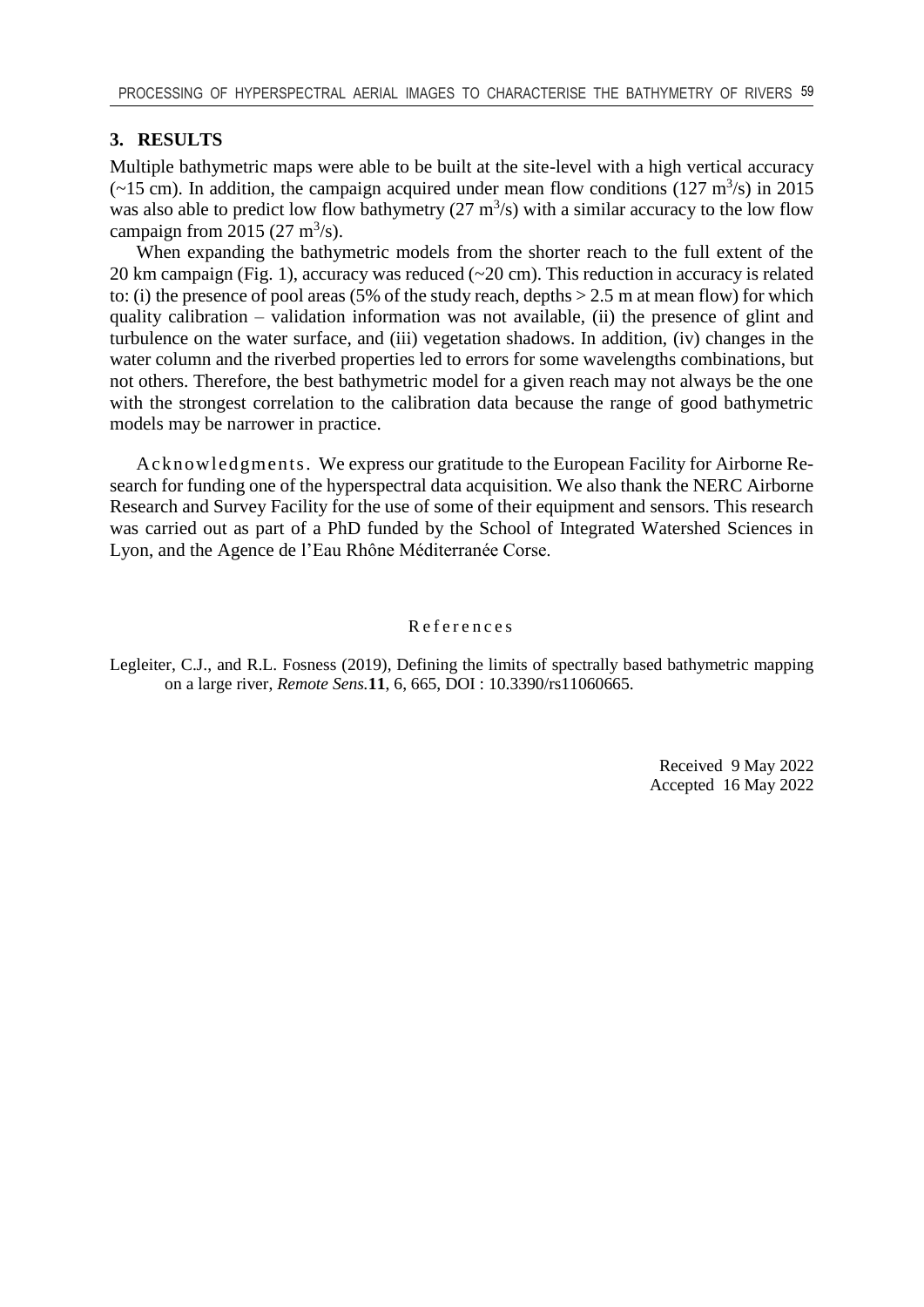## 3. RESULTS

Multiple bathymetric maps were able to be built at the site-level with a high vertical accuracy (~15 cm). In addition, the campaign acquired under mean flow conditions (127 $m^3/s$) in 2015 was also able to predict low flow bathymetry (27 $m^3/s$) with a similar accuracy to the low flow campaign from 2015 (27 $m^3/s$).

When expanding the bathymetric models from the shorter reach to the full extent of the 20 km campaign (Fig. 1), accuracy was reduced (~20 cm). This reduction in accuracy is related to: (i) the presence of pool areas (5% of the study reach, depths > 2.5 m at mean flow) for which quality calibration – validation information was not available, (ii) the presence of glint and turbulence on the water surface, and (iii) vegetation shadows. In addition, (iv) changes in the water column and the riverbed properties led to errors for some wavelengths combinations, but not others. Therefore, the best bathymetric model for a given reach may not always be the one with the strongest correlation to the calibration data because the range of good bathymetric models may be narrower in practice.

Acknowledgments. We express our gratitude to the European Facility for Airborne Research for funding one of the hyperspectral data acquisition. We also thank the NERC Airborne Research and Survey Facility for the use of some of their equipment and sensors. This research was carried out as part of a PhD funded by the School of Integrated Watershed Sciences in Lyon, and the Agence de l'Eau Rhône Méditerranée Corse.

### References

Legleiter, C.J., and R.L. Fosness (2019), Defining the limits of spectrally based bathymetric mapping on a large river, *Remote Sens.* **11**, 6, 665, DOI : 10.3390/rs11060665.

Received 9 May 2022
Accepted 16 May 2022